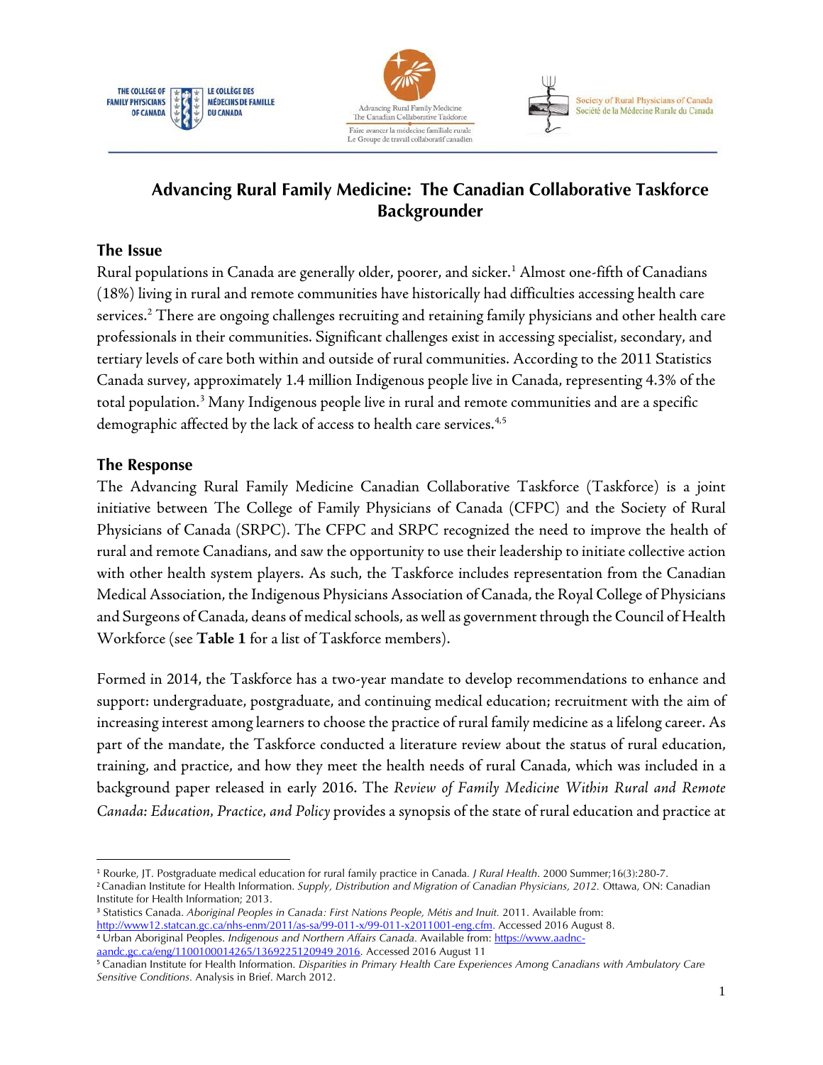# Advancing Rural Family Medicine: The Canadian Collaborative Taskforce Backgrounder

## The Issue

Rural populations in Canada are generally older, poorer, and sicker.[1] Almost one-fifth of Canadians (18%) living in rural and remote communities have historically had difficulties accessing health care services.[2] There are ongoing challenges recruiting and retaining family physicians and other health care professionals in their communities. Significant challenges exist in accessing specialist, secondary, and tertiary levels of care both within and outside of rural communities. According to the 2011 Statistics Canada survey, approximately 1.4 million Indigenous people live in Canada, representing 4.3% of the total population.[3] Many Indigenous people live in rural and remote communities and are a specific demographic affected by the lack of access to health care services.[4,5]

## The Response

The Advancing Rural Family Medicine Canadian Collaborative Taskforce (Taskforce) is a joint initiative between The College of Family Physicians of Canada (CFPC) and the Society of Rural Physicians of Canada (SRPC). The CFPC and SRPC recognized the need to improve the health of rural and remote Canadians, and saw the opportunity to use their leadership to initiate collective action with other health system players. As such, the Taskforce includes representation from the Canadian Medical Association, the Indigenous Physicians Association of Canada, the Royal College of Physicians and Surgeons of Canada, deans of medical schools, as well as government through the Council of Health Workforce (see **Table 1** for a list of Taskforce members).

Formed in 2014, the Taskforce has a two-year mandate to develop recommendations to enhance and support: undergraduate, postgraduate, and continuing medical education; recruitment with the aim of increasing interest among learners to choose the practice of rural family medicine as a lifelong career. As part of the mandate, the Taskforce conducted a literature review about the status of rural education, training, and practice, and how they meet the health needs of rural Canada, which was included in a background paper released in early 2016. The *Review of Family Medicine Within Rural and Remote Canada: Education, Practice, and Policy* provides a synopsis of the state of rural education and practice at

---

[1] Rourke, JT. Postgraduate medical education for rural family practice in Canada. *J Rural Health*. 2000 Summer;16(3):280-7.

[2] Canadian Institute for Health Information. *Supply, Distribution and Migration of Canadian Physicians, 2012.* Ottawa, ON: Canadian Institute for Health Information; 2013.

[3] Statistics Canada. *Aboriginal Peoples in Canada: First Nations People, Métis and Inuit.* 2011. Available from: http://www12.statcan.gc.ca/nhs-enm/2011/as-sa/99-011-x/99-011-x2011001-eng.cfm. Accessed 2016 August 8.

[4] Urban Aboriginal Peoples. *Indigenous and Northern Affairs Canada.* Available from: https://www.aadnc-aandc.gc.ca/eng/1100100014265/1369225120949 2016. Accessed 2016 August 11

[5] Canadian Institute for Health Information. *Disparities in Primary Health Care Experiences Among Canadians with Ambulatory Care Sensitive Conditions.* Analysis in Brief. March 2012.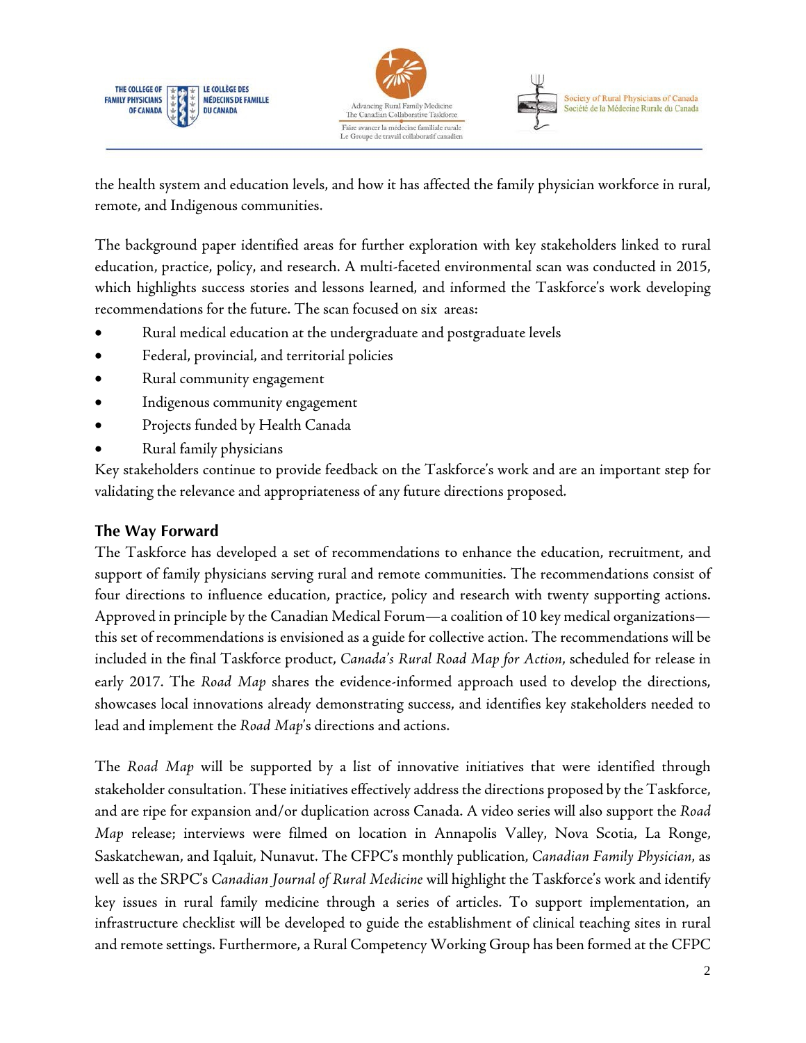the health system and education levels, and how it has affected the family physician workforce in rural, remote, and Indigenous communities.

The background paper identified areas for further exploration with key stakeholders linked to rural education, practice, policy, and research. A multi-faceted environmental scan was conducted in 2015, which highlights success stories and lessons learned, and informed the Taskforce's work developing recommendations for the future. The scan focused on six areas:

- Rural medical education at the undergraduate and postgraduate levels
- Federal, provincial, and territorial policies
- Rural community engagement
- Indigenous community engagement
- Projects funded by Health Canada
- Rural family physicians

Key stakeholders continue to provide feedback on the Taskforce's work and are an important step for validating the relevance and appropriateness of any future directions proposed.

## The Way Forward

The Taskforce has developed a set of recommendations to enhance the education, recruitment, and support of family physicians serving rural and remote communities. The recommendations consist of four directions to influence education, practice, policy and research with twenty supporting actions. Approved in principle by the Canadian Medical Forum—a coalition of 10 key medical organizations—this set of recommendations is envisioned as a guide for collective action. The recommendations will be included in the final Taskforce product, *Canada's Rural Road Map for Action*, scheduled for release in early 2017. The *Road Map* shares the evidence-informed approach used to develop the directions, showcases local innovations already demonstrating success, and identifies key stakeholders needed to lead and implement the *Road Map*'s directions and actions.

The *Road Map* will be supported by a list of innovative initiatives that were identified through stakeholder consultation. These initiatives effectively address the directions proposed by the Taskforce, and are ripe for expansion and/or duplication across Canada. A video series will also support the *Road Map* release; interviews were filmed on location in Annapolis Valley, Nova Scotia, La Ronge, Saskatchewan, and Iqaluit, Nunavut. The CFPC's monthly publication, *Canadian Family Physician*, as well as the SRPC's *Canadian Journal of Rural Medicine* will highlight the Taskforce's work and identify key issues in rural family medicine through a series of articles. To support implementation, an infrastructure checklist will be developed to guide the establishment of clinical teaching sites in rural and remote settings. Furthermore, a Rural Competency Working Group has been formed at the CFPC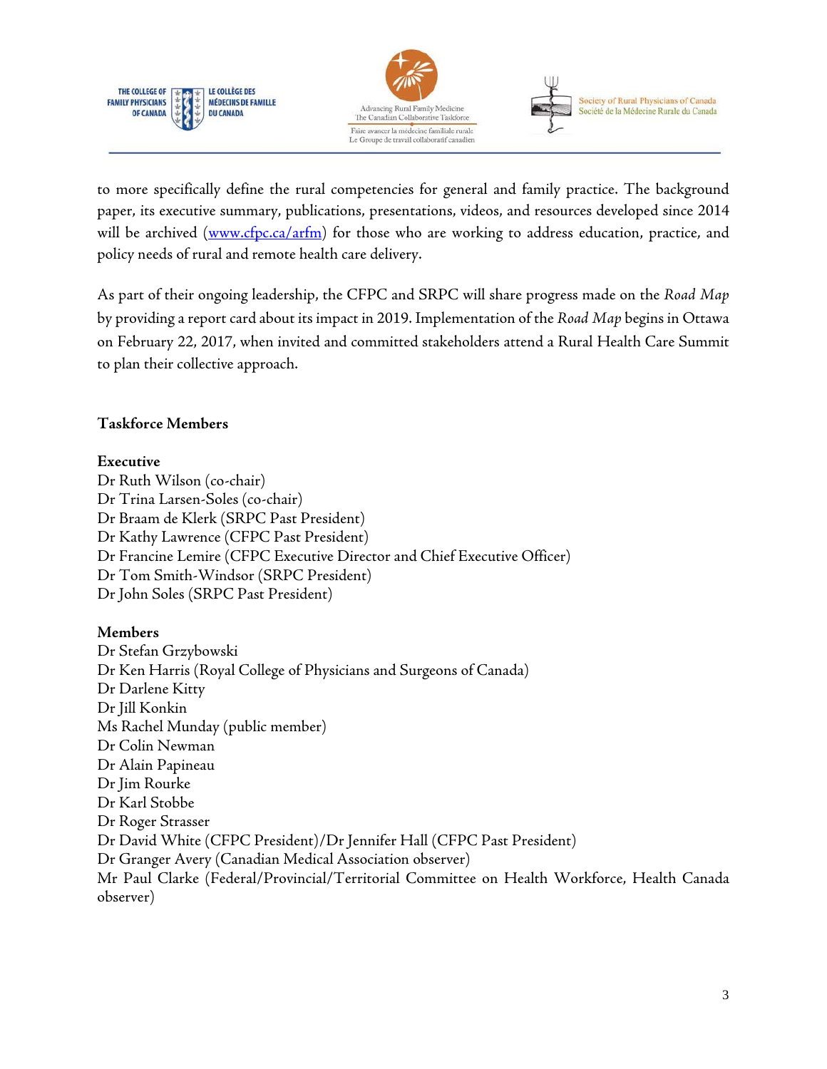to more specifically define the rural competencies for general and family practice. The background paper, its executive summary, publications, presentations, videos, and resources developed since 2014 will be archived ([www.cfpc.ca/arfm](http://www.cfpc.ca/arfm)) for those who are working to address education, practice, and policy needs of rural and remote health care delivery.

As part of their ongoing leadership, the CFPC and SRPC will share progress made on the *Road Map* by providing a report card about its impact in 2019. Implementation of the *Road Map* begins in Ottawa on February 22, 2017, when invited and committed stakeholders attend a Rural Health Care Summit to plan their collective approach.

## Taskforce Members

**Executive**

Dr Ruth Wilson (co-chair)
Dr Trina Larsen-Soles (co-chair)
Dr Braam de Klerk (SRPC Past President)
Dr Kathy Lawrence (CFPC Past President)
Dr Francine Lemire (CFPC Executive Director and Chief Executive Officer)
Dr Tom Smith-Windsor (SRPC President)
Dr John Soles (SRPC Past President)

**Members**

Dr Stefan Grzybowski
Dr Ken Harris (Royal College of Physicians and Surgeons of Canada)
Dr Darlene Kitty
Dr Jill Konkin
Ms Rachel Munday (public member)
Dr Colin Newman
Dr Alain Papineau
Dr Jim Rourke
Dr Karl Stobbe
Dr Roger Strasser
Dr David White (CFPC President)/Dr Jennifer Hall (CFPC Past President)
Dr Granger Avery (Canadian Medical Association observer)
Mr Paul Clarke (Federal/Provincial/Territorial Committee on Health Workforce, Health Canada observer)